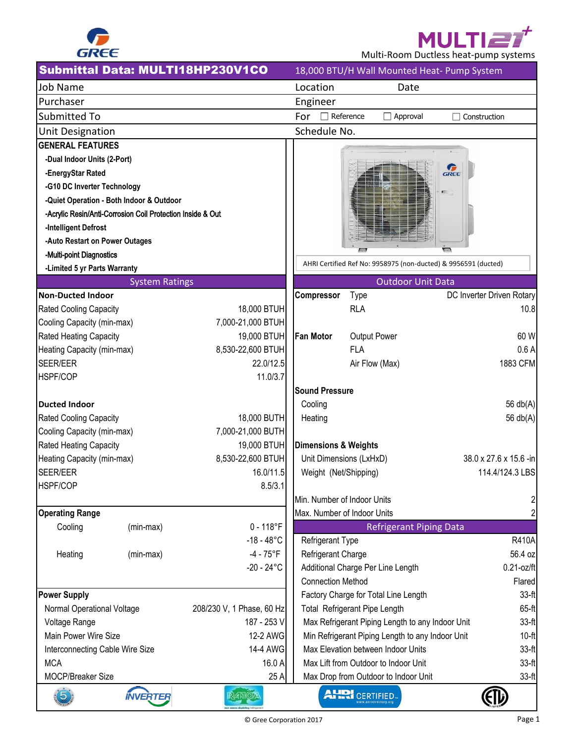# GREE

## MULTI21+

Multi-Room Ductless heat-pump systems

## Submittal Data: MULTI18HP230V1CO

18,000 BTU/H Wall Mounted Heat- Pump System

| | |
|---|---|
| Job Name | Location / Date |
| Purchaser | Engineer |
| Submitted To | For ☐ Reference ☐ Approval ☐ Construction |
| Unit Designation | Schedule No. |

### GENERAL FEATURES

- -Dual Indoor Units (2-Port)
- -EnergyStar Rated
- -G10 DC Inverter Technology
- -Quiet Operation - Both Indoor & Outdoor
- -Acrylic Resin/Anti-Corrosion Coil Protection Inside & Out
- -Intelligent Defrost
- -Auto Restart on Power Outages
- -Multi-point Diagnostics
- -Limited 5 yr Parts Warranty

AHRI Certified Ref No: 9958975 (non-ducted) & 9956591 (ducted)

### System Ratings

| **Non-Ducted Indoor** | |
|---|---|
| Rated Cooling Capacity | 18,000 BTUH |
| Cooling Capacity (min-max) | 7,000-21,000 BTUH |
| Rated Heating Capacity | 19,000 BTUH |
| Heating Capacity (min-max) | 8,530-22,600 BTUH |
| SEER/EER | 22.0/12.5 |
| HSPF/COP | 11.0/3.7 |
| **Ducted Indoor** | |
| Rated Cooling Capacity | 18,000 BUTH |
| Cooling Capacity (min-max) | 7,000-21,000 BUTH |
| Rated Heating Capacity | 19,000 BTUH |
| Heating Capacity (min-max) | 8,530-22,600 BTUH |
| SEER/EER | 16.0/11.5 |
| HSPF/COP | 8.5/3.1 |

### Operating Range

| | | |
|---|---|---|
| Cooling | (min-max) | 0 - 118°F |
| | | -18 - 48°C |
| Heating | (min-max) | -4 - 75°F |
| | | -20 - 24°C |

### Power Supply

| | |
|---|---|
| Normal Operational Voltage | 208/230 V, 1 Phase, 60 Hz |
| Voltage Range | 187 - 253 V |
| Main Power Wire Size | 12-2 AWG |
| Interconnecting Cable Wire Size | 14-4 AWG |
| MCA | 16.0 A |
| MOCP/Breaker Size | 25 A |

### Outdoor Unit Data

| | | |
|---|---|---|
| **Compressor** | Type | DC Inverter Driven Rotary |
| | RLA | 10.8 |
| **Fan Motor** | Output Power | 60 W |
| | FLA | 0.6 A |
| | Air Flow (Max) | 1883 CFM |
| **Sound Pressure** | | |
| Cooling | | 56 db(A) |
| Heating | | 56 db(A) |
| **Dimensions & Weights** | | |
| Unit Dimensions (LxHxD) | | 38.0 x 27.6 x 15.6 -in |
| Weight (Net/Shipping) | | 114.4/124.3 LBS |
| Min. Number of Indoor Units | | 2 |
| Max. Number of Indoor Units | | 2 |

### Refrigerant Piping Data

| | |
|---|---|
| Refrigerant Type | R410A |
| Refrigerant Charge | 56.4 oz |
| Additional Charge Per Line Length | 0.21-oz/ft |
| Connection Method | Flared |
| Factory Charge for Total Line Length | 33-ft |
| Total Refrigerant Pipe Length | 65-ft |
| Max Refrigerant Piping Length to any Indoor Unit | 33-ft |
| Min Refrigerant Piping Length to any Indoor Unit | 10-ft |
| Max Elevation between Indoor Units | 33-ft |
| Max Lift from Outdoor to Indoor Unit | 33-ft |
| Max Drop from Outdoor to Indoor Unit | 33-ft |

© Gree Corporation 2017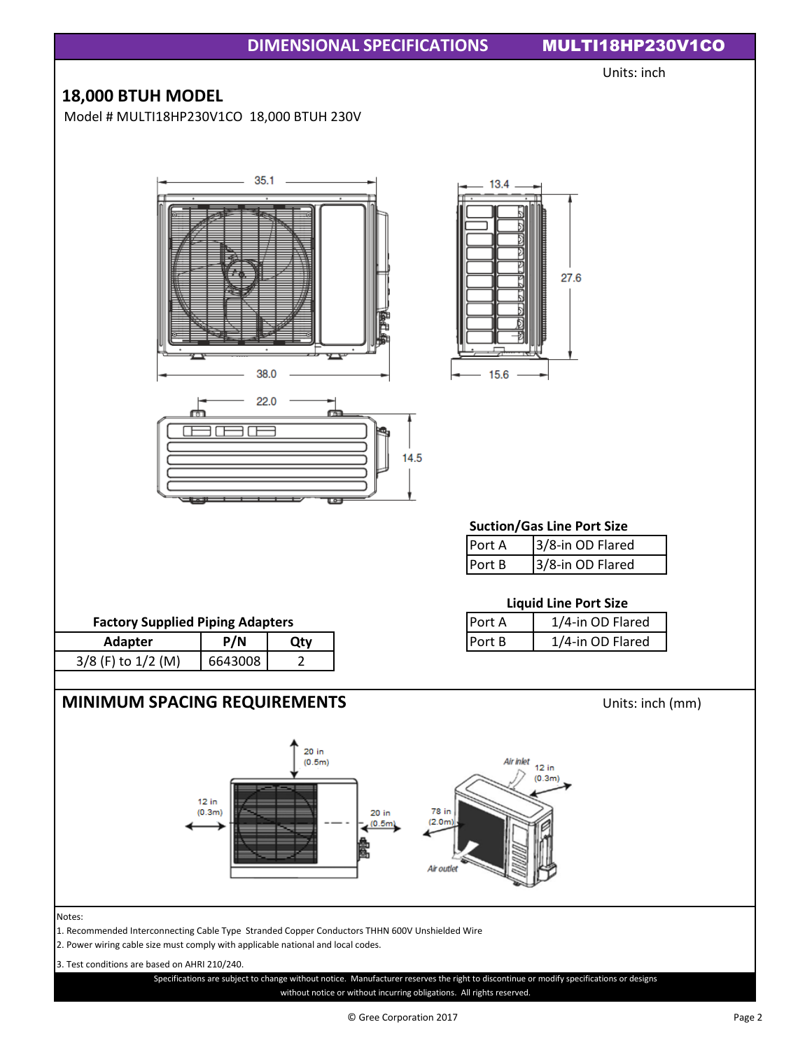## DIMENSIONAL SPECIFICATIONS MULTI18HP230V1CO

Units: inch

## 18,000 BTUH MODEL

Model # MULTI18HP230V1CO 18,000 BTUH 230V

35.1

38.0

13.4

27.6

15.6

22.0

14.5

**Suction/Gas Line Port Size**

| Port A | 3/8-in OD Flared |
|---|---|
| Port B | 3/8-in OD Flared |

**Liquid Line Port Size**

| Port A | 1/4-in OD Flared |
|---|---|
| Port B | 1/4-in OD Flared |

**Factory Supplied Piping Adapters**

| Adapter | P/N | Qty |
|---|---|---|
| 3/8 (F) to 1/2 (M) | 6643008 | 2 |

## MINIMUM SPACING REQUIREMENTS

Units: inch (mm)

20 in (0.5m)

12 in (0.3m)

20 in (0.5m)

Air inlet

12 in (0.3m)

78 in (2.0m)

Air outlet

Notes:

1. Recommended Interconnecting Cable Type Stranded Copper Conductors THHN 600V Unshielded Wire
2. Power wiring cable size must comply with applicable national and local codes.
3. Test conditions are based on AHRI 210/240.

Specifications are subject to change without notice. Manufacturer reserves the right to discontinue or modify specifications or designs without notice or without incurring obligations. All rights reserved.

© Gree Corporation 2017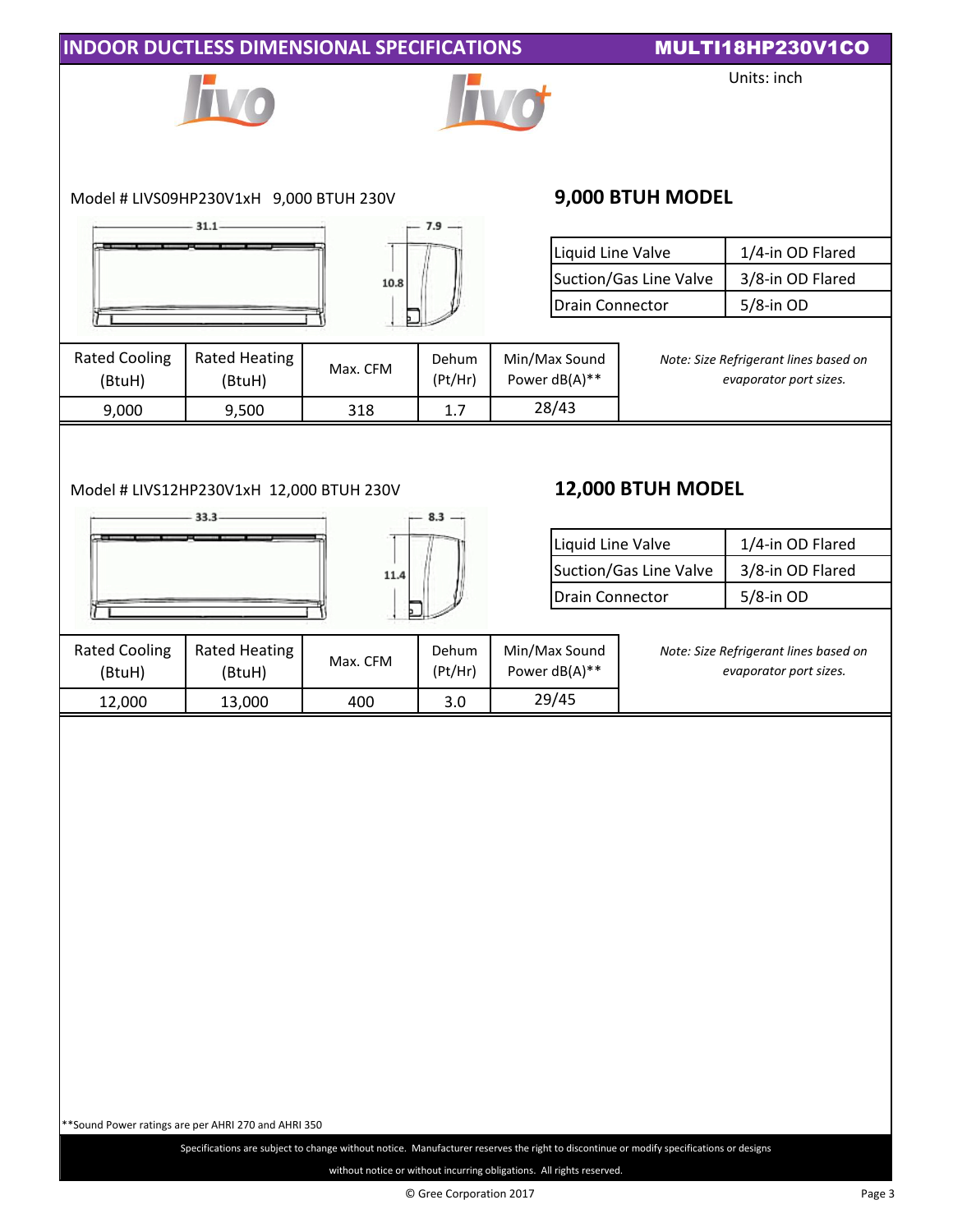## INDOOR DUCTLESS DIMENSIONAL SPECIFICATIONS

**MULTI18HP230V1CO**

Units: inch

Model # LIVS09HP230V1xH 9,000 BTUH 230V

### 9,000 BTUH MODEL

31.1 | 7.9 | 10.8

| | |
|---|---|
| Liquid Line Valve | 1/4-in OD Flared |
| Suction/Gas Line Valve | 3/8-in OD Flared |
| Drain Connector | 5/8-in OD |

| Rated Cooling (BtuH) | Rated Heating (BtuH) | Max. CFM | Dehum (Pt/Hr) | Min/Max Sound Power dB(A)** |
|---|---|---|---|---|
| 9,000 | 9,500 | 318 | 1.7 | 28/43 |

*Note: Size Refrigerant lines based on evaporator port sizes.*

Model # LIVS12HP230V1xH 12,000 BTUH 230V

### 12,000 BTUH MODEL

33.3 | 8.3 | 11.4

| | |
|---|---|
| Liquid Line Valve | 1/4-in OD Flared |
| Suction/Gas Line Valve | 3/8-in OD Flared |
| Drain Connector | 5/8-in OD |

| Rated Cooling (BtuH) | Rated Heating (BtuH) | Max. CFM | Dehum (Pt/Hr) | Min/Max Sound Power dB(A)** |
|---|---|---|---|---|
| 12,000 | 13,000 | 400 | 3.0 | 29/45 |

*Note: Size Refrigerant lines based on evaporator port sizes.*

**Sound Power ratings are per AHRI 270 and AHRI 350

Specifications are subject to change without notice. Manufacturer reserves the right to discontinue or modify specifications or designs without notice or without incurring obligations. All rights reserved.

© Gree Corporation 2017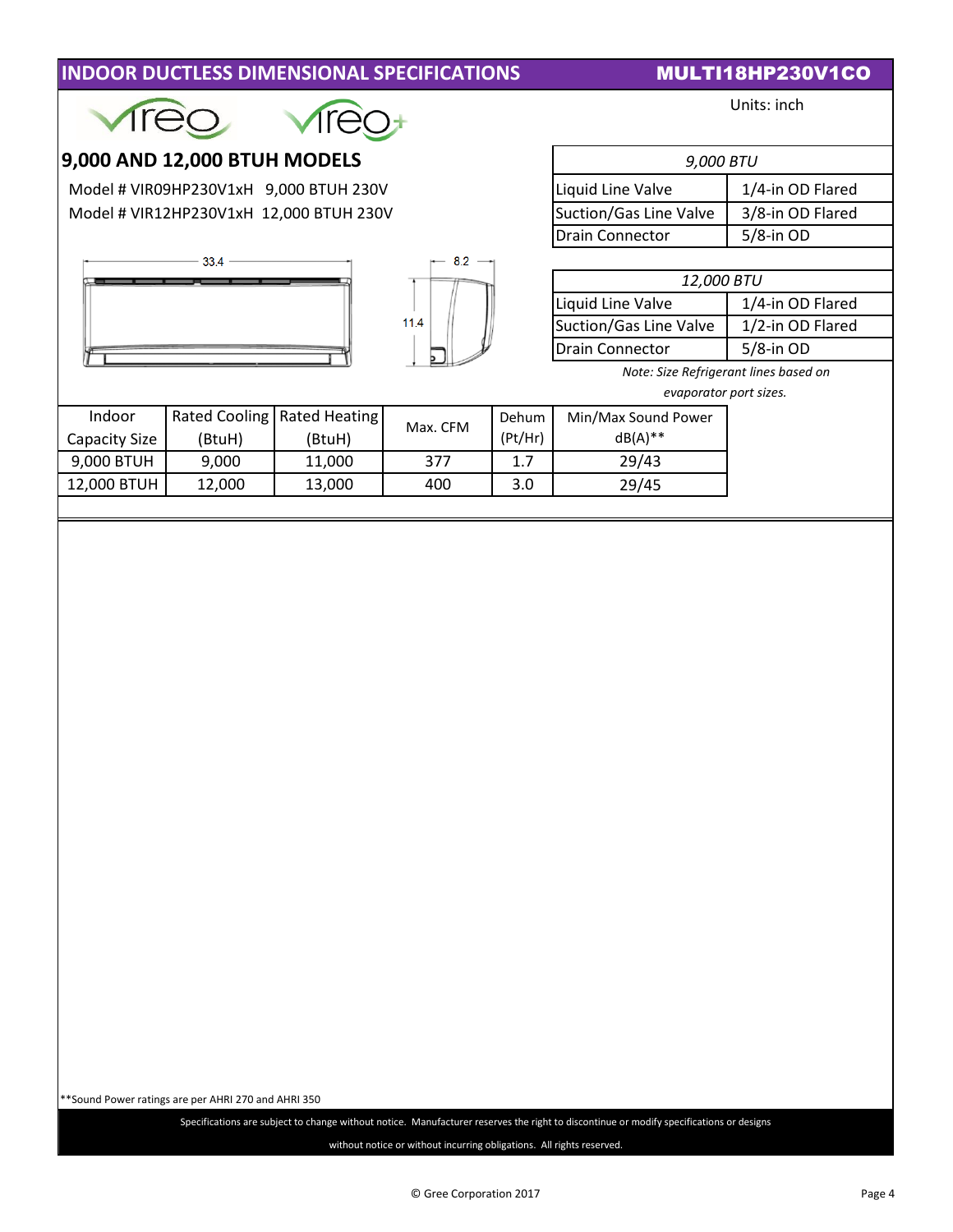# INDOOR DUCTLESS DIMENSIONAL SPECIFICATIONS

## MULTI18HP230V1CO

Units: inch

## 9,000 AND 12,000 BTUH MODELS

Model # VIR09HP230V1xH 9,000 BTUH 230V

Model # VIR12HP230V1xH 12,000 BTUH 230V

33.4

8.2

11.4

| *9,000 BTU* | |
|---|---|
| Liquid Line Valve | 1/4-in OD Flared |
| Suction/Gas Line Valve | 3/8-in OD Flared |
| Drain Connector | 5/8-in OD |

| *12,000 BTU* | |
|---|---|
| Liquid Line Valve | 1/4-in OD Flared |
| Suction/Gas Line Valve | 1/2-in OD Flared |
| Drain Connector | 5/8-in OD |

*Note: Size Refrigerant lines based on evaporator port sizes.*

| Indoor Capacity Size | Rated Cooling (BtuH) | Rated Heating (BtuH) | Max. CFM | Dehum (Pt/Hr) | Min/Max Sound Power dB(A)** |
|---|---|---|---|---|---|
| 9,000 BTUH | 9,000 | 11,000 | 377 | 1.7 | 29/43 |
| 12,000 BTUH | 12,000 | 13,000 | 400 | 3.0 | 29/45 |

**Sound Power ratings are per AHRI 270 and AHRI 350

Specifications are subject to change without notice. Manufacturer reserves the right to discontinue or modify specifications or designs without notice or without incurring obligations. All rights reserved.

© Gree Corporation 2017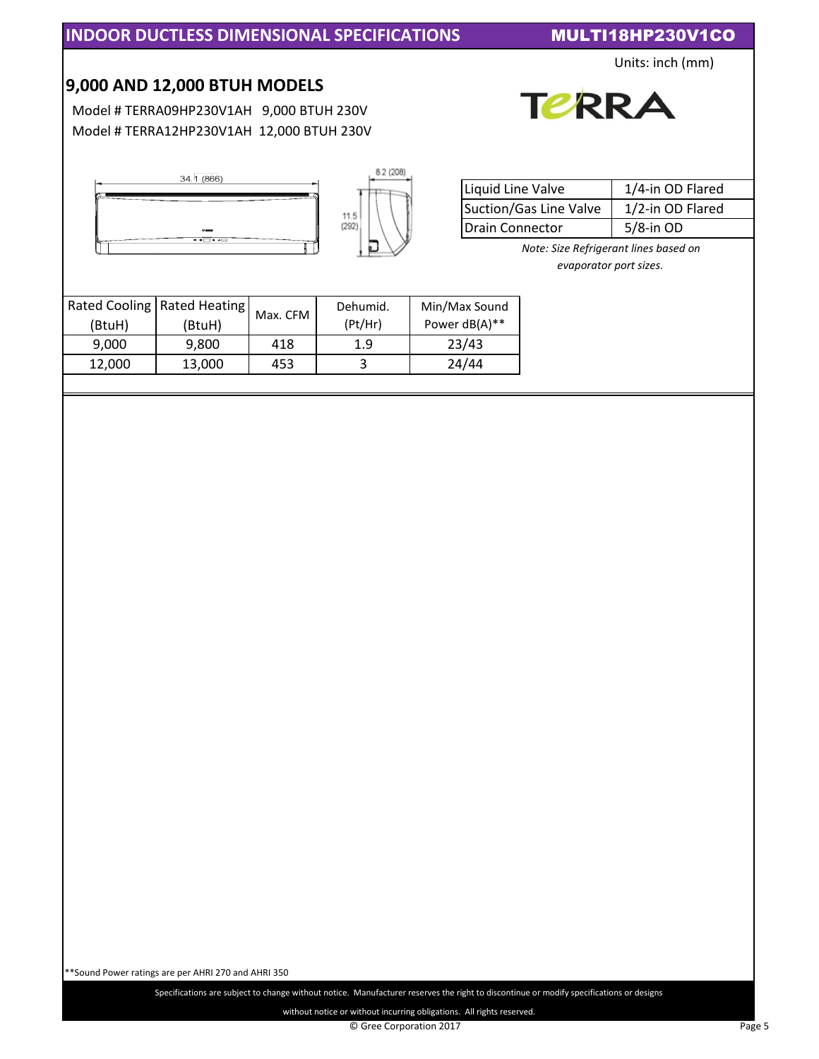# INDOOR DUCTLESS DIMENSIONAL SPECIFICATIONS

**MULTI18HP230V1CO**

Units: inch (mm)

## 9,000 AND 12,000 BTUH MODELS

Model # TERRA09HP230V1AH 9,000 BTUH 230V

Model # TERRA12HP230V1AH 12,000 BTUH 230V

34.1 (866)

8.2 (208)

11.5 (292)

| Liquid Line Valve | 1/4-in OD Flared |
|---|---|
| Suction/Gas Line Valve | 1/2-in OD Flared |
| Drain Connector | 5/8-in OD |

*Note: Size Refrigerant lines based on evaporator port sizes.*

| Rated Cooling (BtuH) | Rated Heating (BtuH) | Max. CFM | Dehumid. (Pt/Hr) | Min/Max Sound Power dB(A)** |
|---|---|---|---|---|
| 9,000 | 9,800 | 418 | 1.9 | 23/43 |
| 12,000 | 13,000 | 453 | 3 | 24/44 |

**Sound Power ratings are per AHRI 270 and AHRI 350

Specifications are subject to change without notice. Manufacturer reserves the right to discontinue or modify specifications or designs without notice or without incurring obligations. All rights reserved.

© Gree Corporation 2017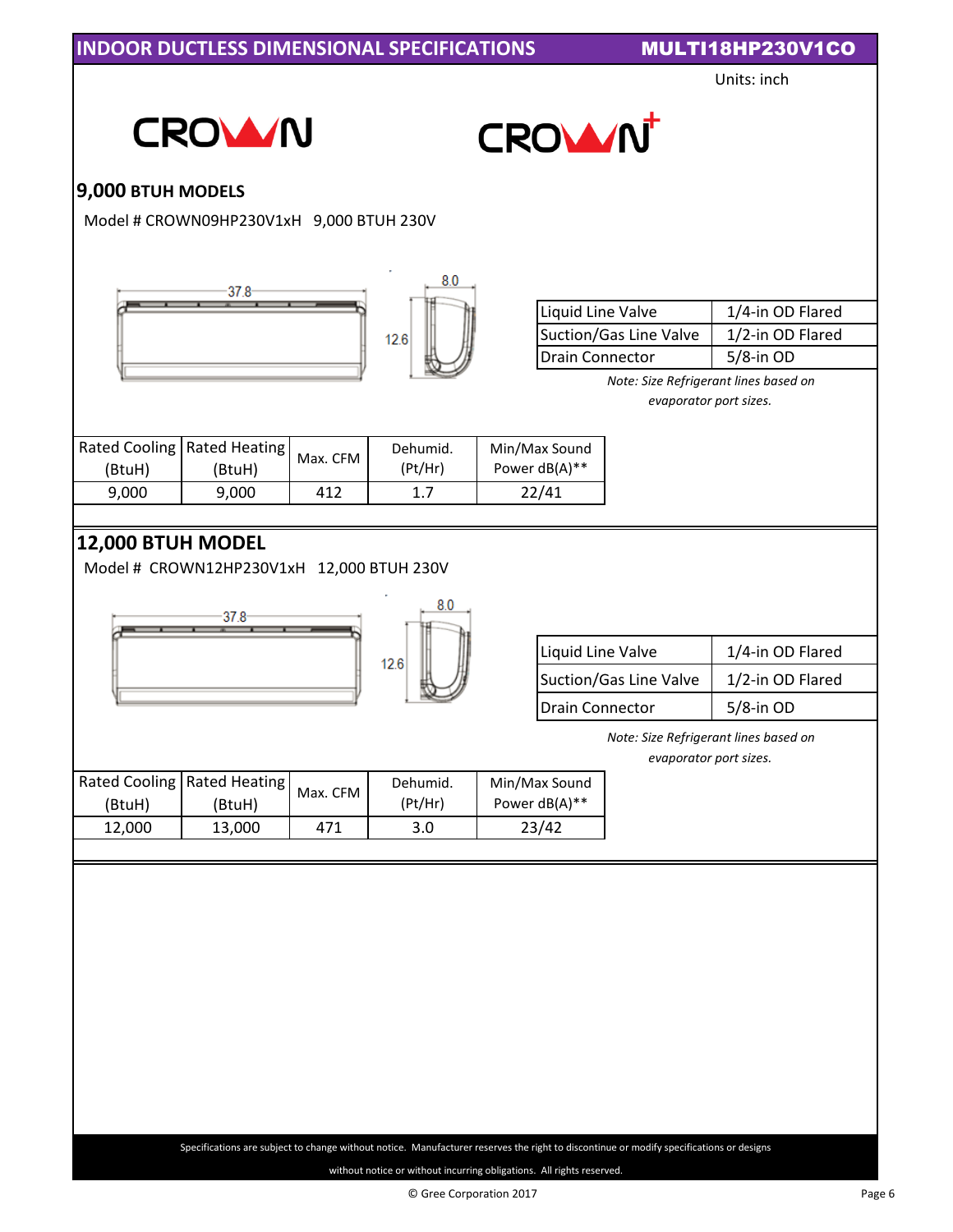## INDOOR DUCTLESS DIMENSIONAL SPECIFICATIONS — MULTI18HP230V1CO

Units: inch

CROWN CROWN+

### 9,000 BTUH MODELS

Model # CROWN09HP230V1xH 9,000 BTUH 230V

37.8 | 8.0 | 12.6

| Liquid Line Valve | 1/4-in OD Flared |
|---|---|
| Suction/Gas Line Valve | 1/2-in OD Flared |
| Drain Connector | 5/8-in OD |

*Note: Size Refrigerant lines based on evaporator port sizes.*

| Rated Cooling (BtuH) | Rated Heating (BtuH) | Max. CFM | Dehumid. (Pt/Hr) | Min/Max Sound Power dB(A)** |
|---|---|---|---|---|
| 9,000 | 9,000 | 412 | 1.7 | 22/41 |

### 12,000 BTUH MODEL

Model # CROWN12HP230V1xH 12,000 BTUH 230V

37.8 | 8.0 | 12.6

| Liquid Line Valve | 1/4-in OD Flared |
|---|---|
| Suction/Gas Line Valve | 1/2-in OD Flared |
| Drain Connector | 5/8-in OD |

*Note: Size Refrigerant lines based on evaporator port sizes.*

| Rated Cooling (BtuH) | Rated Heating (BtuH) | Max. CFM | Dehumid. (Pt/Hr) | Min/Max Sound Power dB(A)** |
|---|---|---|---|---|
| 12,000 | 13,000 | 471 | 3.0 | 23/42 |

Specifications are subject to change without notice. Manufacturer reserves the right to discontinue or modify specifications or designs without notice or without incurring obligations. All rights reserved.

© Gree Corporation 2017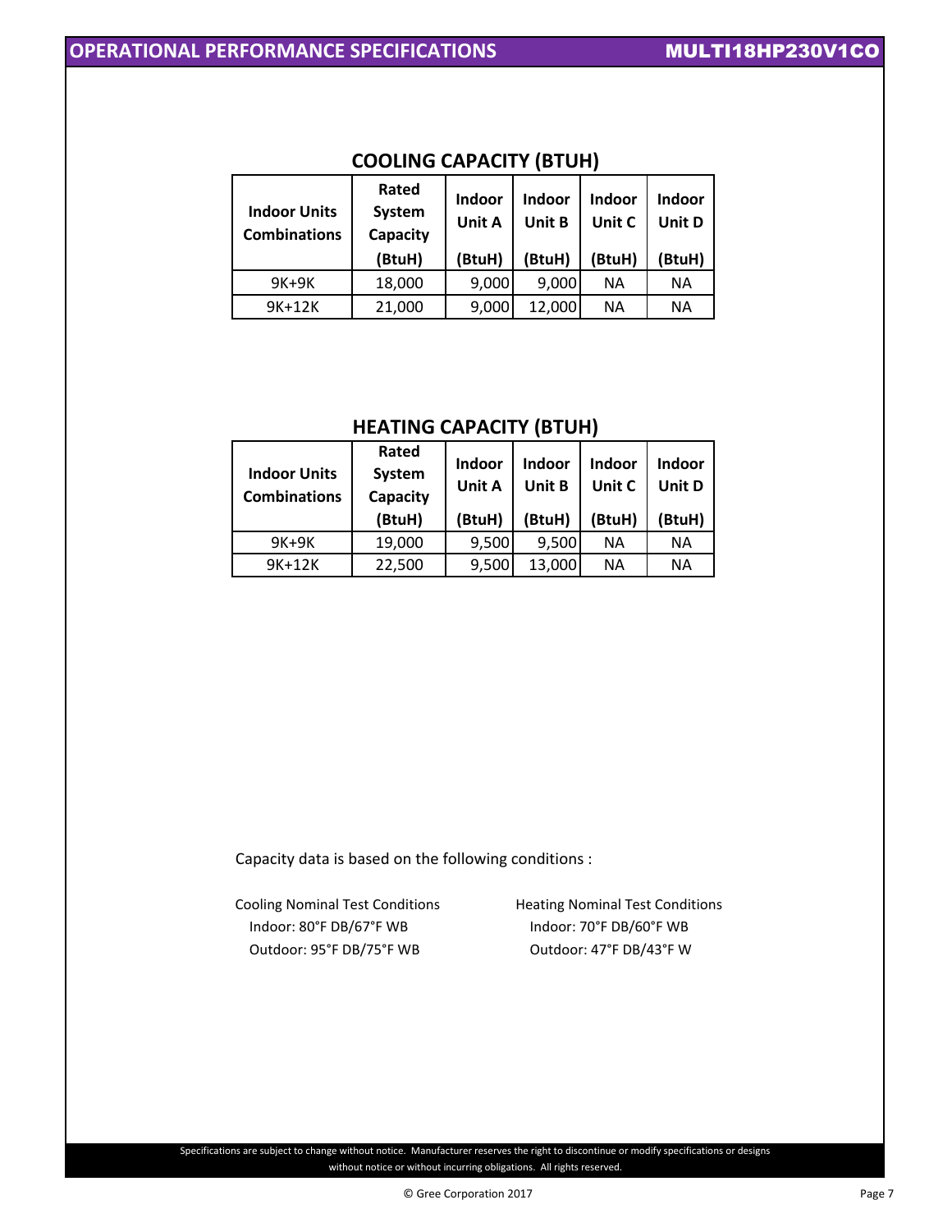## COOLING CAPACITY (BTUH)

| Indoor Units Combinations | Rated System Capacity (BtuH) | Indoor Unit A (BtuH) | Indoor Unit B (BtuH) | Indoor Unit C (BtuH) | Indoor Unit D (BtuH) |
|---|---|---|---|---|---|
| 9K+9K | 18,000 | 9,000 | 9,000 | NA | NA |
| 9K+12K | 21,000 | 9,000 | 12,000 | NA | NA |

## HEATING CAPACITY (BTUH)

| Indoor Units Combinations | Rated System Capacity (BtuH) | Indoor Unit A (BtuH) | Indoor Unit B (BtuH) | Indoor Unit C (BtuH) | Indoor Unit D (BtuH) |
|---|---|---|---|---|---|
| 9K+9K | 19,000 | 9,500 | 9,500 | NA | NA |
| 9K+12K | 22,500 | 9,500 | 13,000 | NA | NA |

Capacity data is based on the following conditions :

Cooling Nominal Test Conditions
Indoor: 80°F DB/67°F WB
Outdoor: 95°F DB/75°F WB

Heating Nominal Test Conditions
Indoor: 70°F DB/60°F WB
Outdoor: 47°F DB/43°F W

Specifications are subject to change without notice. Manufacturer reserves the right to discontinue or modify specifications or designs without notice or without incurring obligations. All rights reserved.

© Gree Corporation 2017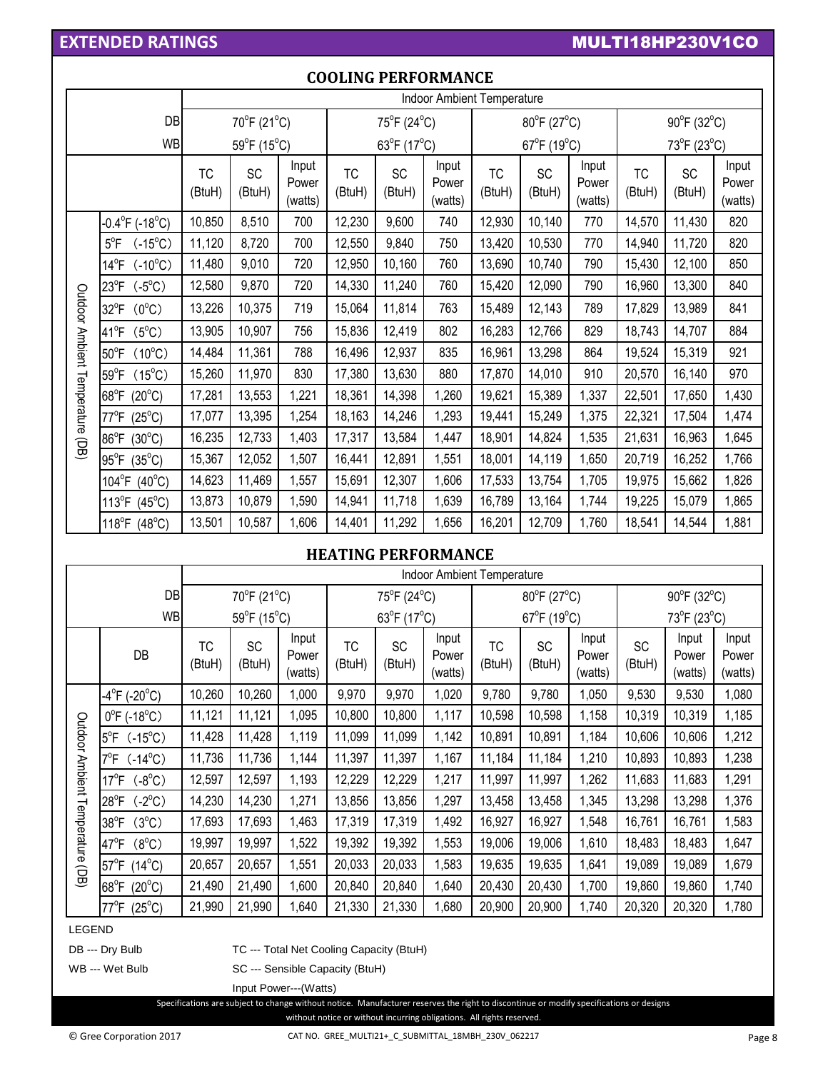## EXTENDED RATINGS

## MULTI18HP230V1CO

### COOLING PERFORMANCE

| | | Indoor Ambient Temperature | | | | | | | | | | | |
|---|---|---|---|---|---|---|---|---|---|---|---|---|---|
| | DB | 70°F (21°C) | | | 75°F (24°C) | | | 80°F (27°C) | | | 90°F (32°C) | | |
| | WB | 59°F (15°C) | | | 63°F (17°C) | | | 67°F (19°C) | | | 73°F (23°C) | | |
| | | TC (BtuH) | SC (BtuH) | Input Power (watts) | TC (BtuH) | SC (BtuH) | Input Power (watts) | TC (BtuH) | SC (BtuH) | Input Power (watts) | TC (BtuH) | SC (BtuH) | Input Power (watts) |
| Outdoor Ambient Temperature (DB) | -0.4°F (-18°C) | 10,850 | 8,510 | 700 | 12,230 | 9,600 | 740 | 12,930 | 10,140 | 770 | 14,570 | 11,430 | 820 |
| | 5°F (-15°C) | 11,120 | 8,720 | 700 | 12,550 | 9,840 | 750 | 13,420 | 10,530 | 770 | 14,940 | 11,720 | 820 |
| | 14°F (-10°C) | 11,480 | 9,010 | 720 | 12,950 | 10,160 | 760 | 13,690 | 10,740 | 790 | 15,430 | 12,100 | 850 |
| | 23°F (-5°C) | 12,580 | 9,870 | 720 | 14,330 | 11,240 | 760 | 15,420 | 12,090 | 790 | 16,960 | 13,300 | 840 |
| | 32°F (0°C) | 13,226 | 10,375 | 719 | 15,064 | 11,814 | 763 | 15,489 | 12,143 | 789 | 17,829 | 13,989 | 841 |
| | 41°F (5°C) | 13,905 | 10,907 | 756 | 15,836 | 12,419 | 802 | 16,283 | 12,766 | 829 | 18,743 | 14,707 | 884 |
| | 50°F (10°C) | 14,484 | 11,361 | 788 | 16,496 | 12,937 | 835 | 16,961 | 13,298 | 864 | 19,524 | 15,319 | 921 |
| | 59°F (15°C) | 15,260 | 11,970 | 830 | 17,380 | 13,630 | 880 | 17,870 | 14,010 | 910 | 20,570 | 16,140 | 970 |
| | 68°F (20°C) | 17,281 | 13,553 | 1,221 | 18,361 | 14,398 | 1,260 | 19,621 | 15,389 | 1,337 | 22,501 | 17,650 | 1,430 |
| | 77°F (25°C) | 17,077 | 13,395 | 1,254 | 18,163 | 14,246 | 1,293 | 19,441 | 15,249 | 1,375 | 22,321 | 17,504 | 1,474 |
| | 86°F (30°C) | 16,235 | 12,733 | 1,403 | 17,317 | 13,584 | 1,447 | 18,901 | 14,824 | 1,535 | 21,631 | 16,963 | 1,645 |
| | 95°F (35°C) | 15,367 | 12,052 | 1,507 | 16,441 | 12,891 | 1,551 | 18,001 | 14,119 | 1,650 | 20,719 | 16,252 | 1,766 |
| | 104°F (40°C) | 14,623 | 11,469 | 1,557 | 15,691 | 12,307 | 1,606 | 17,533 | 13,754 | 1,705 | 19,975 | 15,662 | 1,826 |
| | 113°F (45°C) | 13,873 | 10,879 | 1,590 | 14,941 | 11,718 | 1,639 | 16,789 | 13,164 | 1,744 | 19,225 | 15,079 | 1,865 |
| | 118°F (48°C) | 13,501 | 10,587 | 1,606 | 14,401 | 11,292 | 1,656 | 16,201 | 12,709 | 1,760 | 18,541 | 14,544 | 1,881 |

### HEATING PERFORMANCE

| | | Indoor Ambient Temperature | | | | | | | | | | | |
|---|---|---|---|---|---|---|---|---|---|---|---|---|---|
| | DB | 70°F (21°C) | | | 75°F (24°C) | | | 80°F (27°C) | | | 90°F (32°C) | | |
| | WB | 59°F (15°C) | | | 63°F (17°C) | | | 67°F (19°C) | | | 73°F (23°C) | | |
| | DB | TC (BtuH) | SC (BtuH) | Input Power (watts) | TC (BtuH) | SC (BtuH) | Input Power (watts) | TC (BtuH) | SC (BtuH) | Input Power (watts) | SC (BtuH) | Input Power (watts) | Input Power (watts) |
| Outdoor Ambient Temperature (DB) | -4°F (-20°C) | 10,260 | 10,260 | 1,000 | 9,970 | 9,970 | 1,020 | 9,780 | 9,780 | 1,050 | 9,530 | 9,530 | 1,080 |
| | 0°F (-18°C) | 11,121 | 11,121 | 1,095 | 10,800 | 10,800 | 1,117 | 10,598 | 10,598 | 1,158 | 10,319 | 10,319 | 1,185 |
| | 5°F (-15°C) | 11,428 | 11,428 | 1,119 | 11,099 | 11,099 | 1,142 | 10,891 | 10,891 | 1,184 | 10,606 | 10,606 | 1,212 |
| | 7°F (-14°C) | 11,736 | 11,736 | 1,144 | 11,397 | 11,397 | 1,167 | 11,184 | 11,184 | 1,210 | 10,893 | 10,893 | 1,238 |
| | 17°F (-8°C) | 12,597 | 12,597 | 1,193 | 12,229 | 12,229 | 1,217 | 11,997 | 11,997 | 1,262 | 11,683 | 11,683 | 1,291 |
| | 28°F (-2°C) | 14,230 | 14,230 | 1,271 | 13,856 | 13,856 | 1,297 | 13,458 | 13,458 | 1,345 | 13,298 | 13,298 | 1,376 |
| | 38°F (3°C) | 17,693 | 17,693 | 1,463 | 17,319 | 17,319 | 1,492 | 16,927 | 16,927 | 1,548 | 16,761 | 16,761 | 1,583 |
| | 47°F (8°C) | 19,997 | 19,997 | 1,522 | 19,392 | 19,392 | 1,553 | 19,006 | 19,006 | 1,610 | 18,483 | 18,483 | 1,647 |
| | 57°F (14°C) | 20,657 | 20,657 | 1,551 | 20,033 | 20,033 | 1,583 | 19,635 | 19,635 | 1,641 | 19,089 | 19,089 | 1,679 |
| | 68°F (20°C) | 21,490 | 21,490 | 1,600 | 20,840 | 20,840 | 1,640 | 20,430 | 20,430 | 1,700 | 19,860 | 19,860 | 1,740 |
| | 77°F (25°C) | 21,990 | 21,990 | 1,640 | 21,330 | 21,330 | 1,680 | 20,900 | 20,900 | 1,740 | 20,320 | 20,320 | 1,780 |

LEGEND

DB --- Dry Bulb
TC --- Total Net Cooling Capacity (BtuH)

WB --- Wet Bulb
SC --- Sensible Capacity (BtuH)

Input Power---(Watts)

Specifications are subject to change without notice. Manufacturer reserves the right to discontinue or modify specifications or designs without notice or without incurring obligations. All rights reserved.

© Gree Corporation 2017 CAT NO. GREE_MULTI21+_C_SUBMITTAL_18MBH_230V_062217